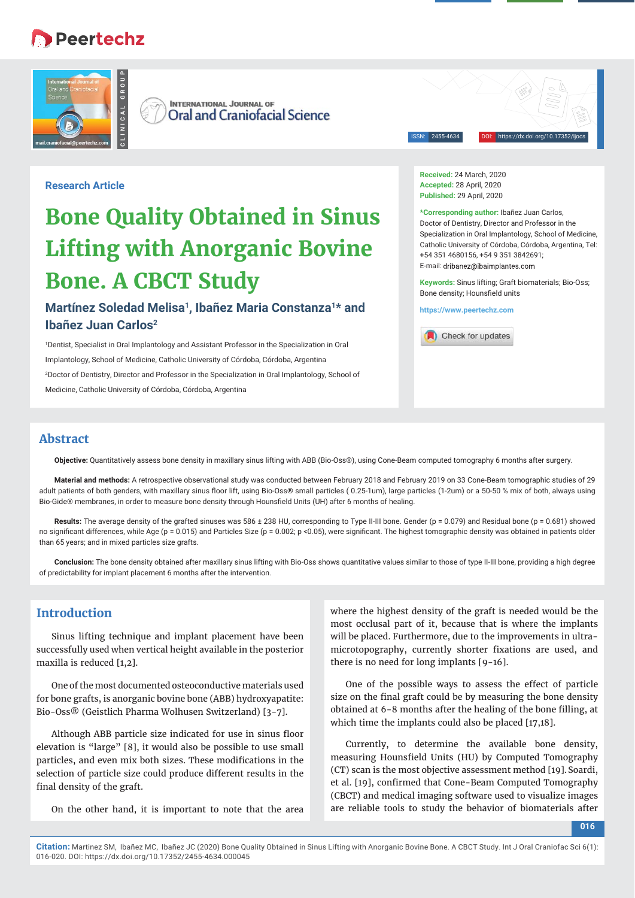Research Article

# Bone Quality Obtained in Sinus Lifting with Anorganic Bovine Bone. A CBCT Study

**Martínez Soledad Melisa[1], Ibañez Maria Constanza[1]* and Ibañez Juan Carlos[2]**

[1]Dentist, Specialist in Oral Implantology and Assistant Professor in the Specialization in Oral Implantology, School of Medicine, Catholic University of Córdoba, Córdoba, Argentina

[2]Doctor of Dentistry, Director and Professor in the Specialization in Oral Implantology, School of Medicine, Catholic University of Córdoba, Córdoba, Argentina

**Received:** 24 March, 2020
**Accepted:** 28 April, 2020
**Published:** 29 April, 2020

***Corresponding author:** Ibañez Juan Carlos, Doctor of Dentistry, Director and Professor in the Specialization in Oral Implantology, School of Medicine, Catholic University of Córdoba, Córdoba, Argentina, Tel: +54 351 4680156, +54 9 351 3842691; E-mail: dribanez@ibaimplantes.com

**Keywords:** Sinus lifting; Graft biomaterials; Bio-Oss; Bone density; Hounsfield units

https://www.peertechz.com

## Abstract

**Objective:** Quantitatively assess bone density in maxillary sinus lifting with ABB (Bio-Oss®), using Cone-Beam computed tomography 6 months after surgery.

**Material and methods:** A retrospective observational study was conducted between February 2018 and February 2019 on 33 Cone-Beam tomographic studies of 29 adult patients of both genders, with maxillary sinus floor lift, using Bio-Oss® small particles ( 0.25-1um), large particles (1-2um) or a 50-50 % mix of both, always using Bio-Gide® membranes, in order to measure bone density through Hounsfield Units (UH) after 6 months of healing.

**Results:** The average density of the grafted sinuses was 586 ± 238 HU, corresponding to Type II-III bone. Gender ($p = 0.079$) and Residual bone ($p = 0.681$) showed no significant differences, while Age ($p = 0.015$) and Particles Size ($p = 0.002$; $p < 0.05$), were significant. The highest tomographic density was obtained in patients older than 65 years; and in mixed particles size grafts.

**Conclusion:** The bone density obtained after maxillary sinus lifting with Bio-Oss shows quantitative values similar to those of type II-III bone, providing a high degree of predictability for implant placement 6 months after the intervention.

## Introduction

Sinus lifting technique and implant placement have been successfully used when vertical height available in the posterior maxilla is reduced [1,2].

One of the most documented osteoconductive materials used for bone grafts, is anorganic bovine bone (ABB) hydroxyapatite: Bio-Oss® (Geistlich Pharma Wolhusen Switzerland) [3-7].

Although ABB particle size indicated for use in sinus floor elevation is "large" [8], it would also be possible to use small particles, and even mix both sizes. These modifications in the selection of particle size could produce different results in the final density of the graft.

On the other hand, it is important to note that the area where the highest density of the graft is needed would be the most occlusal part of it, because that is where the implants will be placed. Furthermore, due to the improvements in ultra-microtopography, currently shorter fixations are used, and there is no need for long implants [9-16].

One of the possible ways to assess the effect of particle size on the final graft could be by measuring the bone density obtained at 6-8 months after the healing of the bone filling, at which time the implants could also be placed [17,18].

Currently, to determine the available bone density, measuring Hounsfield Units (HU) by Computed Tomography (CT) scan is the most objective assessment method [19]. Soardi, et al. [19], confirmed that Cone-Beam Computed Tomography (CBCT) and medical imaging software used to visualize images are reliable tools to study the behavior of biomaterials after

**Citation:** Martinez SM, Ibañez MC, Ibañez JC (2020) Bone Quality Obtained in Sinus Lifting with Anorganic Bovine Bone. A CBCT Study. Int J Oral Craniofac Sci 6(1): 016-020. DOI: https://dx.doi.org/10.17352/2455-4634.000045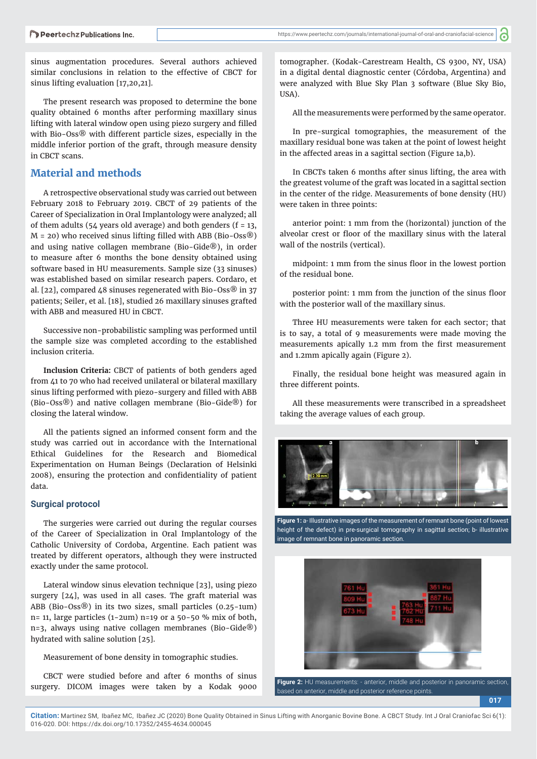sinus augmentation procedures. Several authors achieved similar conclusions in relation to the effective of CBCT for sinus lifting evaluation [17,20,21].

The present research was proposed to determine the bone quality obtained 6 months after performing maxillary sinus lifting with lateral window open using piezo surgery and filled with Bio-Oss® with different particle sizes, especially in the middle inferior portion of the graft, through measure density in CBCT scans.

## Material and methods

A retrospective observational study was carried out between February 2018 to February 2019. CBCT of 29 patients of the Career of Specialization in Oral Implantology were analyzed; all of them adults (54 years old average) and both genders (f = 13, M = 20) who received sinus lifting filled with ABB (Bio-Oss®) and using native collagen membrane (Bio-Gide®), in order to measure after 6 months the bone density obtained using software based in HU measurements. Sample size (33 sinuses) was established based on similar research papers. Cordaro, et al. [22], compared 48 sinuses regenerated with Bio-Oss® in 37 patients; Seiler, et al. [18], studied 26 maxillary sinuses grafted with ABB and measured HU in CBCT.

Successive non-probabilistic sampling was performed until the sample size was completed according to the established inclusion criteria.

**Inclusion Criteria:** CBCT of patients of both genders aged from 41 to 70 who had received unilateral or bilateral maxillary sinus lifting performed with piezo-surgery and filled with ABB (Bio-Oss®) and native collagen membrane (Bio-Gide®) for closing the lateral window.

All the patients signed an informed consent form and the study was carried out in accordance with the International Ethical Guidelines for the Research and Biomedical Experimentation on Human Beings (Declaration of Helsinki 2008), ensuring the protection and confidentiality of patient data.

### Surgical protocol

The surgeries were carried out during the regular courses of the Career of Specialization in Oral Implantology of the Catholic University of Cordoba, Argentine. Each patient was treated by different operators, although they were instructed exactly under the same protocol.

Lateral window sinus elevation technique [23], using piezo surgery [24], was used in all cases. The graft material was ABB (Bio-Oss®) in its two sizes, small particles (0.25-1um) n= 11, large particles (1-2um) n=19 or a 50-50 % mix of both, n=3, always using native collagen membranes (Bio-Gide®) hydrated with saline solution [25].

Measurement of bone density in tomographic studies.

CBCT were studied before and after 6 months of sinus surgery. DICOM images were taken by a Kodak 9000 tomographer. (Kodak-Carestream Health, CS 9300, NY, USA) in a digital dental diagnostic center (Córdoba, Argentina) and were analyzed with Blue Sky Plan 3 software (Blue Sky Bio, USA).

All the measurements were performed by the same operator.

In pre-surgical tomographies, the measurement of the maxillary residual bone was taken at the point of lowest height in the affected areas in a sagittal section (Figure 1a,b).

In CBCTs taken 6 months after sinus lifting, the area with the greatest volume of the graft was located in a sagittal section in the center of the ridge. Measurements of bone density (HU) were taken in three points:

anterior point: 1 mm from the (horizontal) junction of the alveolar crest or floor of the maxillary sinus with the lateral wall of the nostrils (vertical).

midpoint: 1 mm from the sinus floor in the lowest portion of the residual bone.

posterior point: 1 mm from the junction of the sinus floor with the posterior wall of the maxillary sinus.

Three HU measurements were taken for each sector; that is to say, a total of 9 measurements were made moving the measurements apically 1.2 mm from the first measurement and 1.2mm apically again (Figure 2).

Finally, the residual bone height was measured again in three different points.

All these measurements were transcribed in a spreadsheet taking the average values of each group.

**Figure 1:** a- Illustrative images of the measurement of remnant bone (point of lowest height of the defect) in pre-surgical tomography in sagittal section; b- illustrative image of remnant bone in panoramic section.

**Figure 2:** HU measurements: - anterior, middle and posterior in panoramic section, based on anterior, middle and posterior reference points.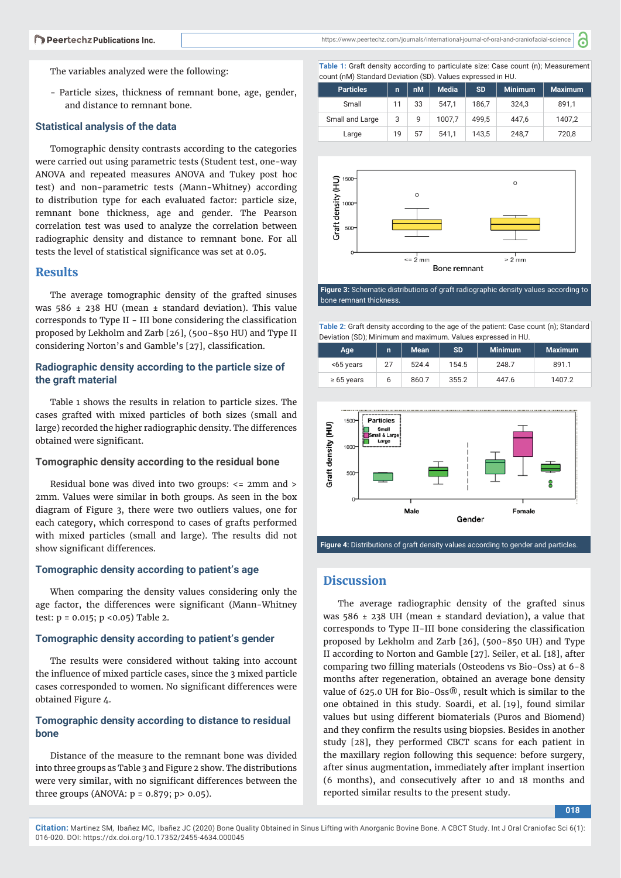The variables analyzed were the following:

- Particle sizes, thickness of remnant bone, age, gender, and distance to remnant bone.

### Statistical analysis of the data

Tomographic density contrasts according to the categories were carried out using parametric tests (Student test, one-way ANOVA and repeated measures ANOVA and Tukey post hoc test) and non-parametric tests (Mann-Whitney) according to distribution type for each evaluated factor: particle size, remnant bone thickness, age and gender. The Pearson correlation test was used to analyze the correlation between radiographic density and distance to remnant bone. For all tests the level of statistical significance was set at 0.05.

## Results

The average tomographic density of the grafted sinuses was 586 ± 238 HU (mean ± standard deviation). This value corresponds to Type II - III bone considering the classification proposed by Lekholm and Zarb [26], (500-850 HU) and Type II considering Norton's and Gamble's [27], classification.

### Radiographic density according to the particle size of the graft material

Table 1 shows the results in relation to particle sizes. The cases grafted with mixed particles of both sizes (small and large) recorded the higher radiographic density. The differences obtained were significant.

### Tomographic density according to the residual bone

Residual bone was dived into two groups: <= 2mm and > 2mm. Values were similar in both groups. As seen in the box diagram of Figure 3, there were two outliers values, one for each category, which correspond to cases of grafts performed with mixed particles (small and large). The results did not show significant differences.

### Tomographic density according to patient's age

When comparing the density values considering only the age factor, the differences were significant (Mann-Whitney test: p = 0.015; p <0.05) Table 2.

### Tomographic density according to patient's gender

The results were considered without taking into account the influence of mixed particle cases, since the 3 mixed particle cases corresponded to women. No significant differences were obtained Figure 4.

### Tomographic density according to distance to residual bone

Distance of the measure to the remnant bone was divided into three groups as Table 3 and Figure 2 show. The distributions were very similar, with no significant differences between the three groups (ANOVA: p = 0.879; p> 0.05).

**Table 1:** Graft density according to particulate size: Case count (n); Measurement count (nM) Standard Deviation (SD). Values expressed in HU.

| Particles | n | nM | Media | SD | Minimum | Maximum |
|---|---|---|---|---|---|---|
| Small | 11 | 33 | 547,1 | 186,7 | 324,3 | 891,1 |
| Small and Large | 3 | 9 | 1007,7 | 499,5 | 447,6 | 1407,2 |
| Large | 19 | 57 | 541,1 | 143,5 | 248,7 | 720,8 |

**Figure 3:** Schematic distributions of graft radiographic density values according to bone remnant thickness.

**Table 2:** Graft density according to the age of the patient: Case count (n); Standard Deviation (SD); Minimum and maximum. Values expressed in HU.

| Age | n | Mean | SD | Minimum | Maximum |
|---|---|---|---|---|---|
| <65 years | 27 | 524.4 | 154.5 | 248.7 | 891.1 |
| ≥ 65 years | 6 | 860.7 | 355.2 | 447.6 | 1407.2 |

**Figure 4:** Distributions of graft density values according to gender and particles.

## Discussion

The average radiographic density of the grafted sinus was 586 ± 238 UH (mean ± standard deviation), a value that corresponds to Type II-III bone considering the classification proposed by Lekholm and Zarb [26], (500-850 UH) and Type II according to Norton and Gamble [27]. Seiler, et al. [18], after comparing two filling materials (Osteodens vs Bio-Oss) at 6-8 months after regeneration, obtained an average bone density value of 625.0 UH for Bio-Oss®, result which is similar to the one obtained in this study. Soardi, et al. [19], found similar values but using different biomaterials (Puros and Biomend) and they confirm the results using biopsies. Besides in another study [28], they performed CBCT scans for each patient in the maxillary region following this sequence: before surgery, after sinus augmentation, immediately after implant insertion (6 months), and consecutively after 10 and 18 months and reported similar results to the present study.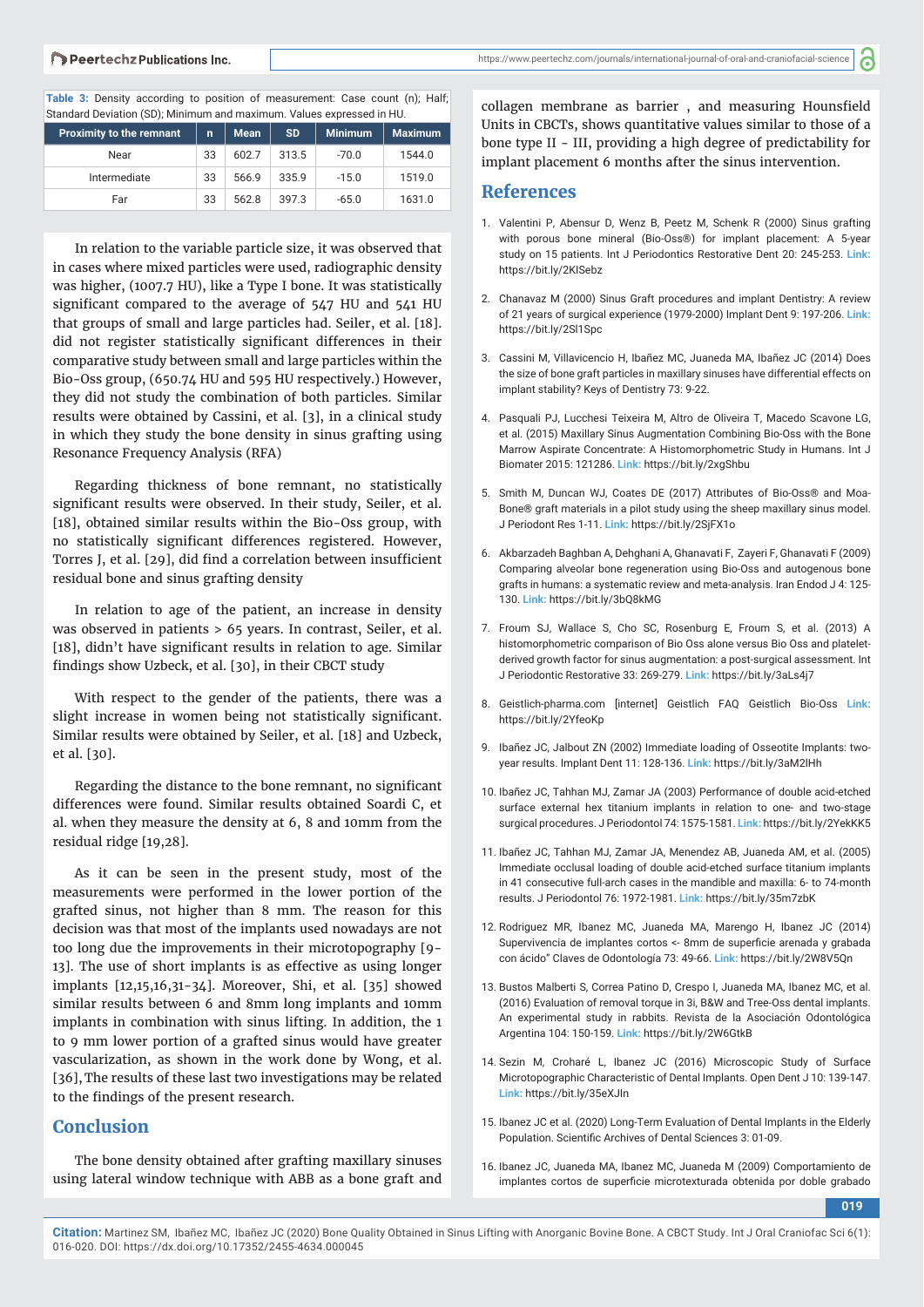**Table 3:** Density according to position of measurement: Case count (n); Half; Standard Deviation (SD); Minimum and maximum. Values expressed in HU.

| Proximity to the remnant | n | Mean | SD | Minimum | Maximum |
|---|---|---|---|---|---|
| Near | 33 | 602.7 | 313.5 | -70.0 | 1544.0 |
| Intermediate | 33 | 566.9 | 335.9 | -15.0 | 1519.0 |
| Far | 33 | 562.8 | 397.3 | -65.0 | 1631.0 |

In relation to the variable particle size, it was observed that in cases where mixed particles were used, radiographic density was higher, (1007.7 HU), like a Type I bone. It was statistically significant compared to the average of 547 HU and 541 HU that groups of small and large particles had. Seiler, et al. [18]. did not register statistically significant differences in their comparative study between small and large particles within the Bio-Oss group, (650.74 HU and 595 HU respectively.) However, they did not study the combination of both particles. Similar results were obtained by Cassini, et al. [3], in a clinical study in which they study the bone density in sinus grafting using Resonance Frequency Analysis (RFA)

Regarding thickness of bone remnant, no statistically significant results were observed. In their study, Seiler, et al. [18], obtained similar results within the Bio-Oss group, with no statistically significant differences registered. However, Torres J, et al. [29], did find a correlation between insufficient residual bone and sinus grafting density

In relation to age of the patient, an increase in density was observed in patients > 65 years. In contrast, Seiler, et al. [18], didn't have significant results in relation to age. Similar findings show Uzbeck, et al. [30], in their CBCT study

With respect to the gender of the patients, there was a slight increase in women being not statistically significant. Similar results were obtained by Seiler, et al. [18] and Uzbeck, et al. [30].

Regarding the distance to the bone remnant, no significant differences were found. Similar results obtained Soardi C, et al. when they measure the density at 6, 8 and 10mm from the residual ridge [19,28].

As it can be seen in the present study, most of the measurements were performed in the lower portion of the grafted sinus, not higher than 8 mm. The reason for this decision was that most of the implants used nowadays are not too long due the improvements in their microtopography [9-13]. The use of short implants is as effective as using longer implants [12,15,16,31-34]. Moreover, Shi, et al. [35] showed similar results between 6 and 8mm long implants and 10mm implants in combination with sinus lifting. In addition, the 1 to 9 mm lower portion of a grafted sinus would have greater vascularization, as shown in the work done by Wong, et al. [36], The results of these last two investigations may be related to the findings of the present research.

## Conclusion

The bone density obtained after grafting maxillary sinuses using lateral window technique with ABB as a bone graft and collagen membrane as barrier , and measuring Hounsfield Units in CBCTs, shows quantitative values similar to those of a bone type II - III, providing a high degree of predictability for implant placement 6 months after the sinus intervention.

## References

1. Valentini P, Abensur D, Wenz B, Peetz M, Schenk R (2000) Sinus grafting with porous bone mineral (Bio-Oss®) for implant placement: A 5-year study on 15 patients. Int J Periodontics Restorative Dent 20: 245-253. **Link:** https://bit.ly/2KISebz
2. Chanavaz M (2000) Sinus Graft procedures and implant Dentistry: A review of 21 years of surgical experience (1979-2000) Implant Dent 9: 197-206. **Link:** https://bit.ly/2Sl1Spc
3. Cassini M, Villavicencio H, Ibañez MC, Juaneda MA, Ibañez JC (2014) Does the size of bone graft particles in maxillary sinuses have differential effects on implant stability? Keys of Dentistry 73: 9-22.
4. Pasquali PJ, Lucchesi Teixeira M, Altro de Oliveira T, Macedo Scavone LG, et al. (2015) Maxillary Sinus Augmentation Combining Bio-Oss with the Bone Marrow Aspirate Concentrate: A Histomorphometric Study in Humans. Int J Biomater 2015: 121286. **Link:** https://bit.ly/2xgShbu
5. Smith M, Duncan WJ, Coates DE (2017) Attributes of Bio-Oss® and Moa-Bone® graft materials in a pilot study using the sheep maxillary sinus model. J Periodont Res 1-11. **Link:** https://bit.ly/2SjFX1o
6. Akbarzadeh Baghban A, Dehghani A, Ghanavati F, Zayeri F, Ghanavati F (2009) Comparing alveolar bone regeneration using Bio-Oss and autogenous bone grafts in humans: a systematic review and meta-analysis. Iran Endod J 4: 125-130. **Link:** https://bit.ly/3bQ8kMG
7. Froum SJ, Wallace S, Cho SC, Rosenburg E, Froum S, et al. (2013) A histomorphometric comparison of Bio Oss alone versus Bio Oss and platelet-derived growth factor for sinus augmentation: a post-surgical assessment. Int J Periodontic Restorative 33: 269-279. **Link:** https://bit.ly/3aLs4j7
8. Geistlich-pharma.com [internet] Geistlich FAQ Geistlich Bio-Oss **Link:** https://bit.ly/2YfeoKp
9. Ibañez JC, Jalbout ZN (2002) Immediate loading of Osseotite Implants: two-year results. Implant Dent 11: 128-136. **Link:** https://bit.ly/3aM2lHh
10. Ibañez JC, Tahhan MJ, Zamar JA (2003) Performance of double acid-etched surface external hex titanium implants in relation to one- and two-stage surgical procedures. J Periodontol 74: 1575-1581. **Link:** https://bit.ly/2YekKK5
11. Ibañez JC, Tahhan MJ, Zamar JA, Menendez AB, Juaneda AM, et al. (2005) Immediate occlusal loading of double acid-etched surface titanium implants in 41 consecutive full-arch cases in the mandible and maxilla: 6- to 74-month results. J Periodontol 76: 1972-1981. **Link:** https://bit.ly/35m7zbK
12. Rodriguez MR, Ibanez MC, Juaneda MA, Marengo H, Ibanez JC (2014) Supervivencia de implantes cortos <- 8mm de superficie arenada y grabada con ácido" Claves de Odontología 73: 49-66. **Link:** https://bit.ly/2W8V5Qn
13. Bustos Malberti S, Correa Patino D, Crespo I, Juaneda MA, Ibanez MC, et al. (2016) Evaluation of removal torque in 3i, B&W and Tree-Oss dental implants. An experimental study in rabbits. Revista de la Asociación Odontológica Argentina 104: 150-159. **Link:** https://bit.ly/2W6GtkB
14. Sezin M, Croharé L, Ibanez JC (2016) Microscopic Study of Surface Microtopographic Characteristic of Dental Implants. Open Dent J 10: 139-147. **Link:** https://bit.ly/35eXJln
15. Ibanez JC et al. (2020) Long-Term Evaluation of Dental Implants in the Elderly Population. Scientific Archives of Dental Sciences 3: 01-09.
16. Ibanez JC, Juaneda MA, Ibanez MC, Juaneda M (2009) Comportamiento de implantes cortos de superficie microtexturada obtenida por doble grabado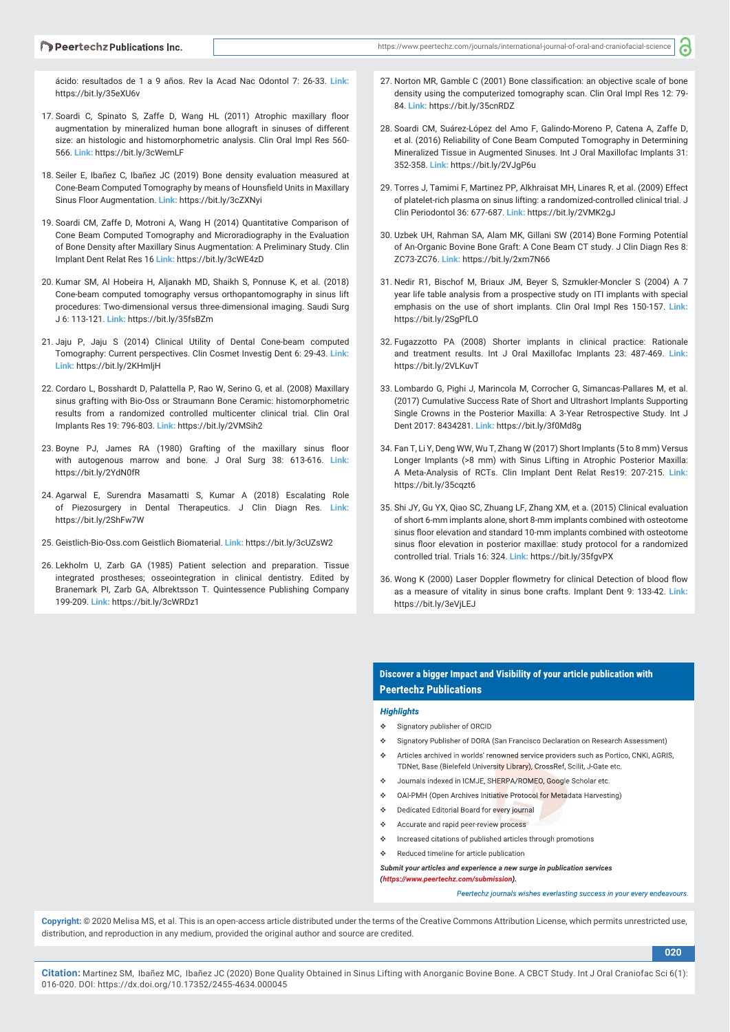ácido: resultados de 1 a 9 años. Rev la Acad Nac Odontol 7: 26-33. **Link:** https://bit.ly/35eXU6v

17. Soardi C, Spinato S, Zaffe D, Wang HL (2011) Atrophic maxillary floor augmentation by mineralized human bone allograft in sinuses of different size: an histologic and histomorphometric analysis. Clin Oral Impl Res 560-566. **Link:** https://bit.ly/3cWemLF

18. Seiler E, Ibañez C, Ibañez JC (2019) Bone density evaluation measured at Cone-Beam Computed Tomography by means of Hounsfield Units in Maxillary Sinus Floor Augmentation. **Link:** https://bit.ly/3cZXNyi

19. Soardi CM, Zaffe D, Motroni A, Wang H (2014) Quantitative Comparison of Cone Beam Computed Tomography and Microradiography in the Evaluation of Bone Density after Maxillary Sinus Augmentation: A Preliminary Study. Clin Implant Dent Relat Res 16 **Link:** https://bit.ly/3cWE4zD

20. Kumar SM, Al Hobeira H, Aljanakh MD, Shaikh S, Ponnuse K, et al. (2018) Cone-beam computed tomography versus orthopantomography in sinus lift procedures: Two-dimensional versus three-dimensional imaging. Saudi Surg J 6: 113-121. **Link:** https://bit.ly/35fsBZm

21. Jaju P, Jaju S (2014) Clinical Utility of Dental Cone-beam computed Tomography: Current perspectives. Clin Cosmet Investig Dent 6: 29-43. **Link:** https://bit.ly/2KHmljH

22. Cordaro L, Bosshardt D, Palattella P, Rao W, Serino G, et al. (2008) Maxillary sinus grafting with Bio-Oss or Straumann Bone Ceramic: histomorphometric results from a randomized controlled multicenter clinical trial. Clin Oral Implants Res 19: 796-803. **Link:** https://bit.ly/2VMSih2

23. Boyne PJ, James RA (1980) Grafting of the maxillary sinus floor with autogenous marrow and bone. J Oral Surg 38: 613-616. **Link:** https://bit.ly/2YdN0fR

24. Agarwal E, Surendra Masamatti S, Kumar A (2018) Escalating Role of Piezosurgery in Dental Therapeutics. J Clin Diagn Res. **Link:** https://bit.ly/2ShFw7W

25. Geistlich-Bio-Oss.com Geistlich Biomaterial. **Link:** https://bit.ly/3cUZsW2

26. Lekholm U, Zarb GA (1985) Patient selection and preparation. Tissue integrated prostheses; osseointegration in clinical dentistry. Edited by Branemark PI, Zarb GA, Albrektsson T. Quintessence Publishing Company 199-209. **Link:** https://bit.ly/3cWRDz1

27. Norton MR, Gamble C (2001) Bone classification: an objective scale of bone density using the computerized tomography scan. Clin Oral Impl Res 12: 79-84. **Link:** https://bit.ly/35cnRDZ

28. Soardi CM, Suárez-López del Amo F, Galindo-Moreno P, Catena A, Zaffe D, et al. (2016) Reliability of Cone Beam Computed Tomography in Determining Mineralized Tissue in Augmented Sinuses. Int J Oral Maxillofac Implants 31: 352-358. **Link:** https://bit.ly/2VJgP6u

29. Torres J, Tamimi F, Martinez PP, Alkhraisat MH, Linares R, et al. (2009) Effect of platelet-rich plasma on sinus lifting: a randomized-controlled clinical trial. J Clin Periodontol 36: 677-687. **Link:** https://bit.ly/2VMK2gJ

30. Uzbek UH, Rahman SA, Alam MK, Gillani SW (2014) Bone Forming Potential of An-Organic Bovine Bone Graft: A Cone Beam CT study. J Clin Diagn Res 8: ZC73-ZC76. **Link:** https://bit.ly/2xm7N66

31. Nedir R1, Bischof M, Briaux JM, Beyer S, Szmukler-Moncler S (2004) A 7 year life table analysis from a prospective study on ITI implants with special emphasis on the use of short implants. Clin Oral Impl Res 150-157. **Link:** https://bit.ly/2SgPfLO

32. Fugazzotto PA (2008) Shorter implants in clinical practice: Rationale and treatment results. Int J Oral Maxillofac Implants 23: 487-469. **Link:** https://bit.ly/2VLKuvT

33. Lombardo G, Pighi J, Marincola M, Corrocher G, Simancas-Pallares M, et al. (2017) Cumulative Success Rate of Short and Ultrashort Implants Supporting Single Crowns in the Posterior Maxilla: A 3-Year Retrospective Study. Int J Dent 2017: 8434281. **Link:** https://bit.ly/3f0Md8g

34. Fan T, Li Y, Deng WW, Wu T, Zhang W (2017) Short Implants (5 to 8 mm) Versus Longer Implants (>8 mm) with Sinus Lifting in Atrophic Posterior Maxilla: A Meta-Analysis of RCTs. Clin Implant Dent Relat Res19: 207-215. **Link:** https://bit.ly/35cqzt6

35. Shi JY, Gu YX, Qiao SC, Zhuang LF, Zhang XM, et a. (2015) Clinical evaluation of short 6-mm implants alone, short 8-mm implants combined with osteotome sinus floor elevation and standard 10-mm implants combined with osteotome sinus floor elevation in posterior maxillae: study protocol for a randomized controlled trial. Trials 16: 324. **Link:** https://bit.ly/35fgvPX

36. Wong K (2000) Laser Doppler flowmetry for clinical Detection of blood flow as a measure of vitality in sinus bone crafts. Implant Dent 9: 133-42. **Link:** https://bit.ly/3eVjLEJ

**Discover a bigger Impact and Visibility of your article publication with Peertechz Publications**

***Highlights***

- Signatory publisher of ORCID
- Signatory Publisher of DORA (San Francisco Declaration on Research Assessment)
- Articles archived in worlds' renowned service providers such as Portico, CNKI, AGRIS, TDNet, Base (Bielefeld University Library), CrossRef, Scilit, J-Gate etc.
- Journals indexed in ICMJE, SHERPA/ROMEO, Google Scholar etc.
- OAI-PMH (Open Archives Initiative Protocol for Metadata Harvesting)
- Dedicated Editorial Board for every journal
- Accurate and rapid peer-review process
- Increased citations of published articles through promotions
- Reduced timeline for article publication

***Submit your articles and experience a new surge in publication services (https://www.peertechz.com/submission).***

*Peertechz journals wishes everlasting success in your every endeavours.*

**Copyright:** © 2020 Melisa MS, et al. This is an open-access article distributed under the terms of the Creative Commons Attribution License, which permits unrestricted use, distribution, and reproduction in any medium, provided the original author and source are credited.